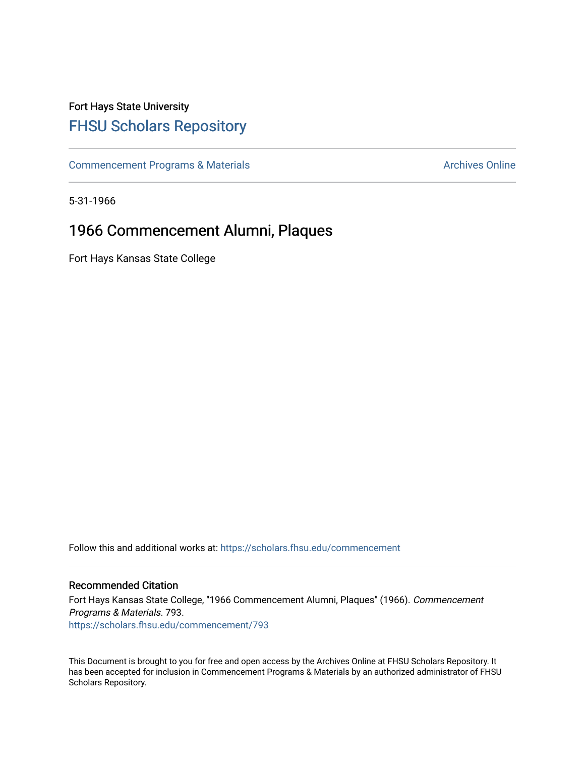Fort Hays State University

# FHSU Scholars Repository

Commencement Programs & Materials

Archives Online

5-31-1966

## 1966 Commencement Alumni, Plaques

Fort Hays Kansas State College

Follow this and additional works at: https://scholars.fhsu.edu/commencement

### Recommended Citation

Fort Hays Kansas State College, "1966 Commencement Alumni, Plaques" (1966). *Commencement Programs & Materials*. 793.
https://scholars.fhsu.edu/commencement/793

This Document is brought to you for free and open access by the Archives Online at FHSU Scholars Repository. It has been accepted for inclusion in Commencement Programs & Materials by an authorized administrator of FHSU Scholars Repository.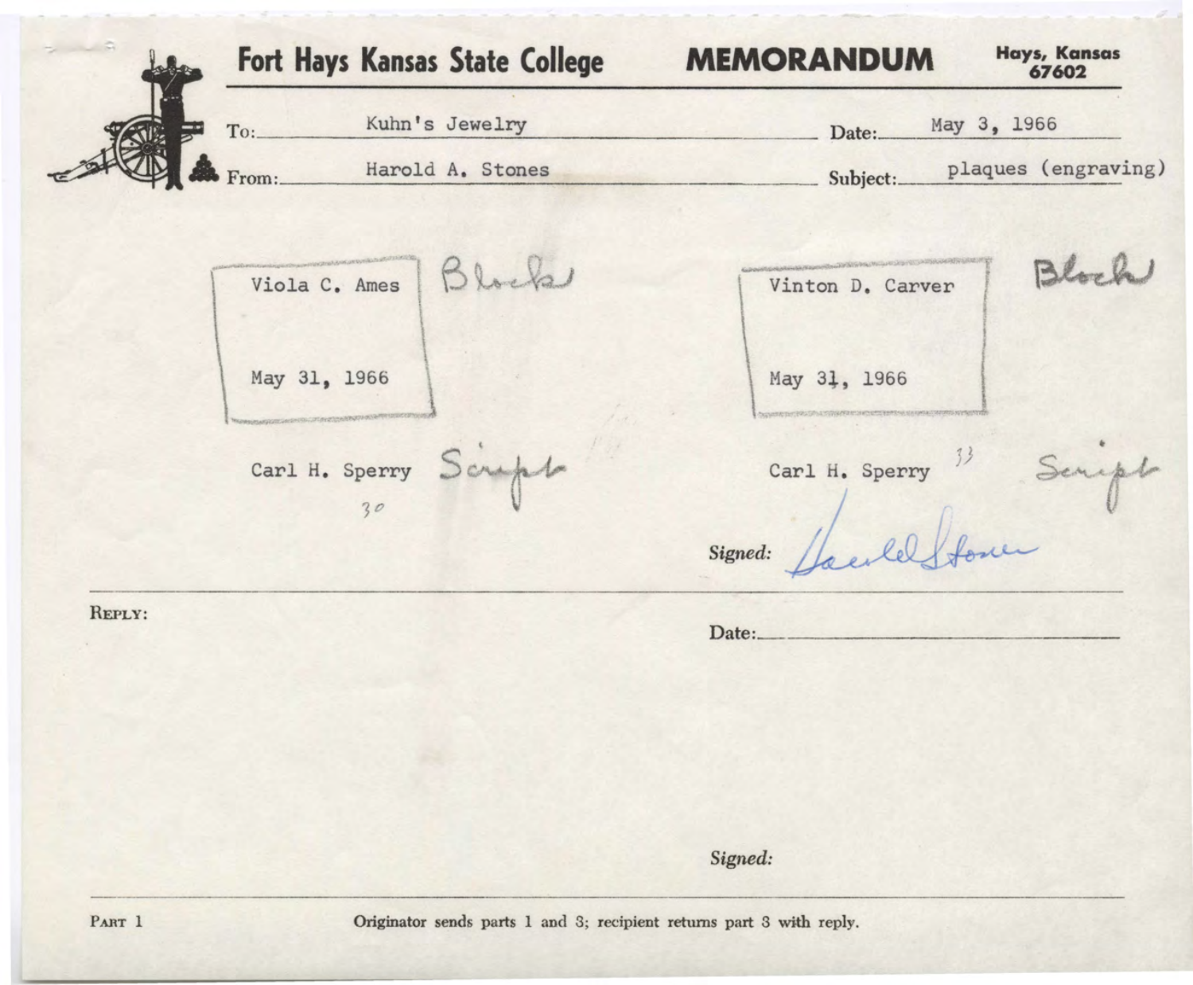# Fort Hays Kansas State College — MEMORANDUM

Hays, Kansas 67602

To: Kuhn's Jewelry  
Date: May 3, 1966

From: Harold A. Stones  
Subject: plaques (engraving)

| Viola C. Ames<br><br>May 31, 1966 | Block | Vinton D. Carver<br><br>May 31, 1966 | Block |
|---|---|---|---|

Carl H. Sperry Script  
30

Carl H. Sperry 33 Script

Signed: Harold Stones

---

REPLY:

Date:

Signed:

---

PART 1

Originator sends parts 1 and 3; recipient returns part 3 with reply.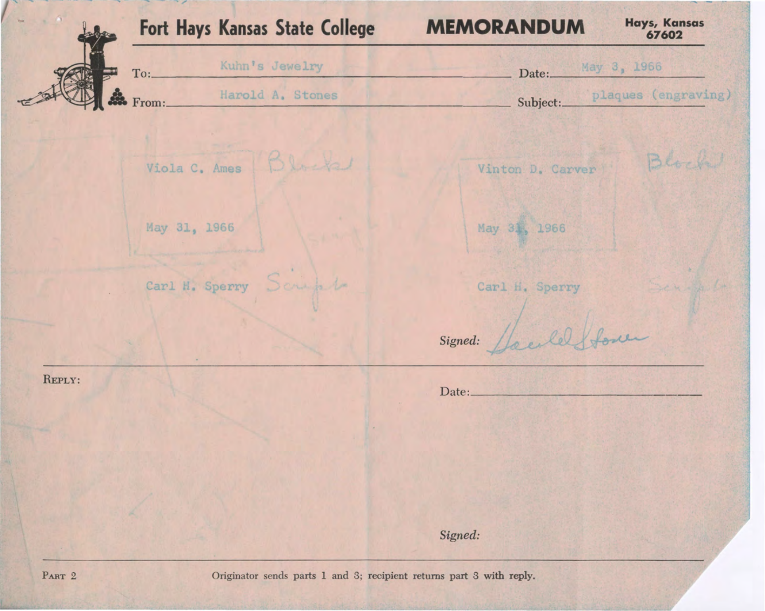# Fort Hays Kansas State College — MEMORANDUM

Hays, Kansas 67602

To: Kuhn's Jewelry

Date: May 3, 1966

From: Harold A. Stones

Subject: plaques (engraving)

Viola C. Ames — Blocked

May 31, 1966

Carl H. Sperry — Script

Vinton D. Carver — Blocked

May 31, 1966

Carl H. Sperry — Script

*Signed:* Harold Stones

---

REPLY:

Date:

*Signed:*

---

PART 2

Originator sends parts 1 and 3; recipient returns part 3 with reply.